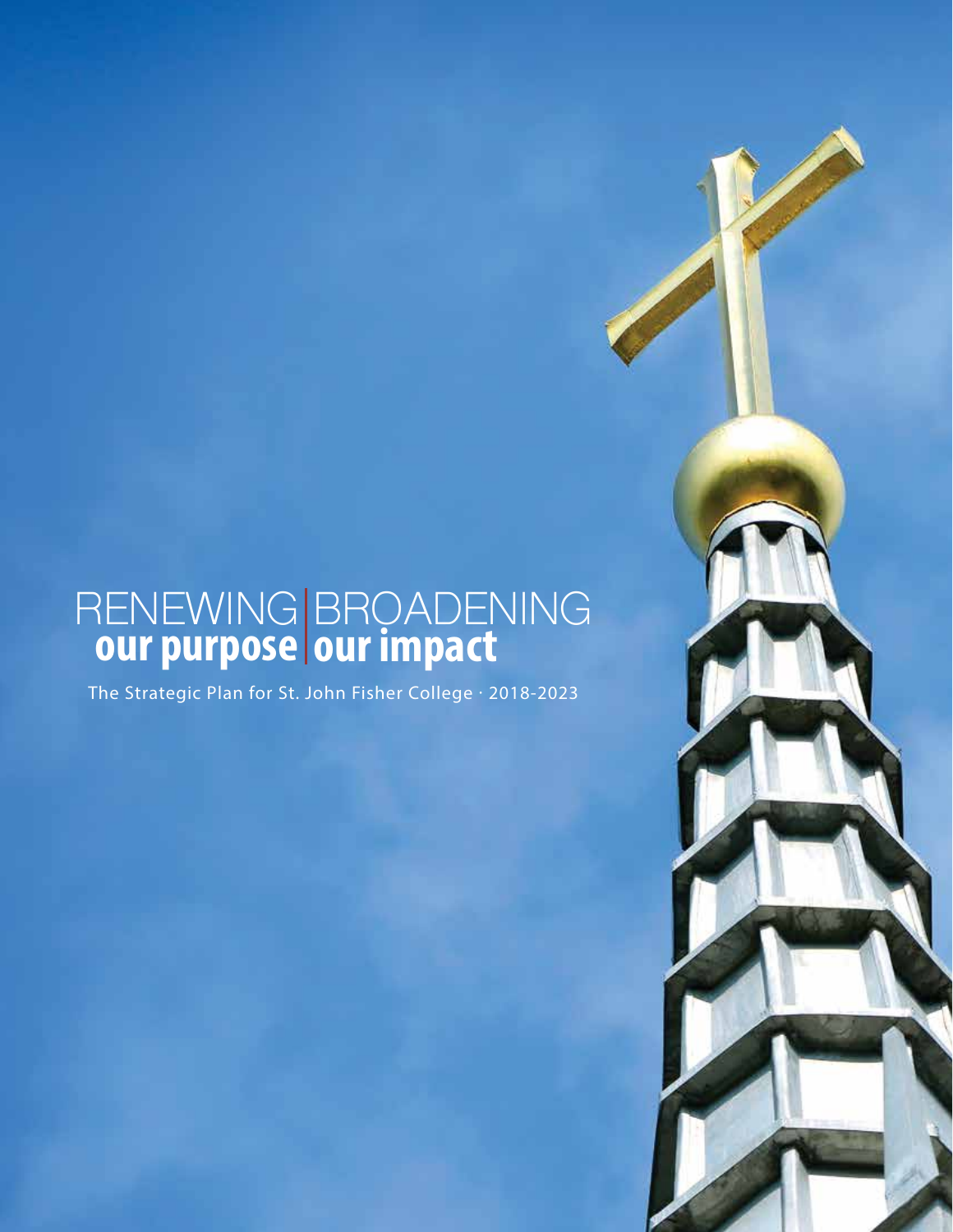# RENEWING our purpose | BROADENING our impact

The Strategic Plan for St. John Fisher College · 2018-2023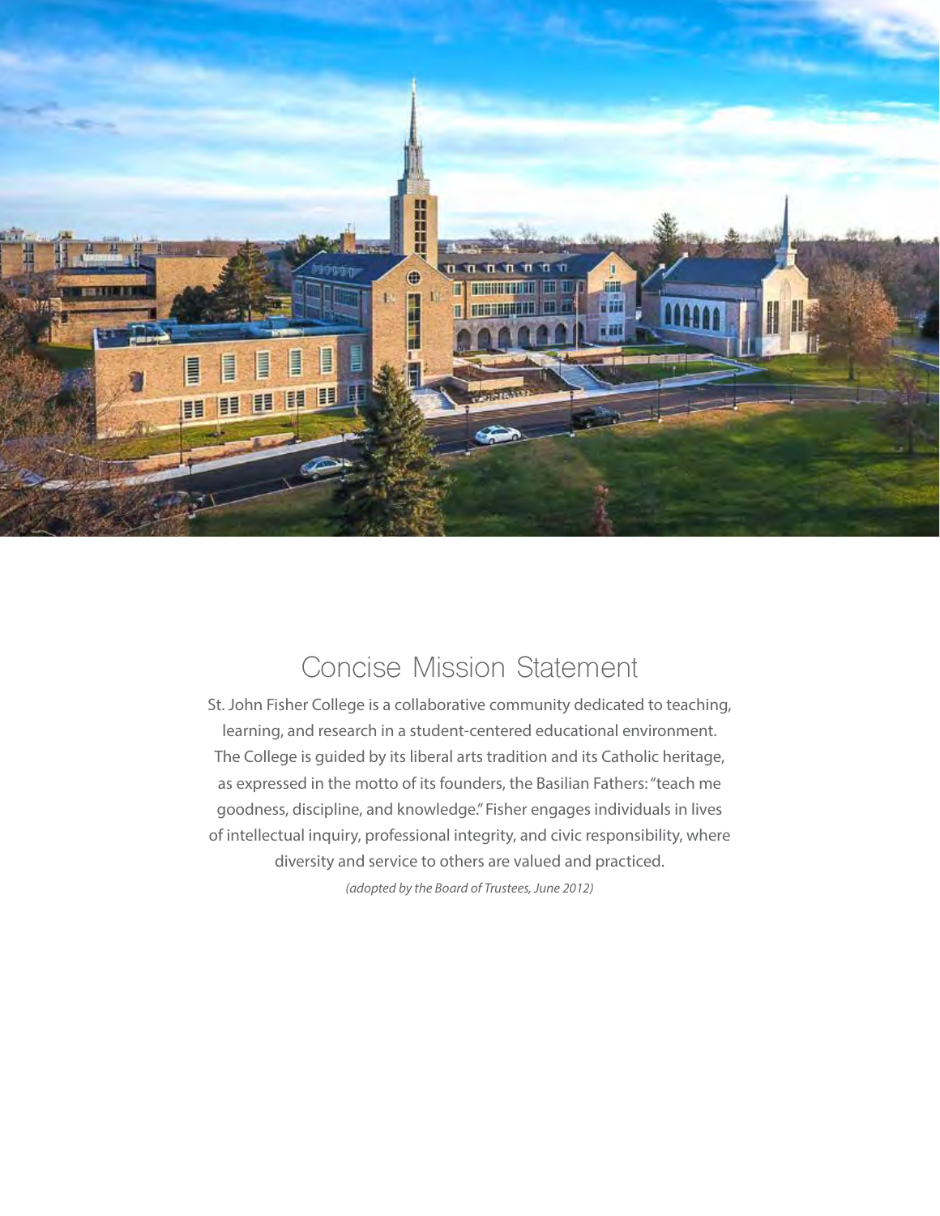## Concise Mission Statement

St. John Fisher College is a collaborative community dedicated to teaching, learning, and research in a student-centered educational environment. The College is guided by its liberal arts tradition and its Catholic heritage, as expressed in the motto of its founders, the Basilian Fathers: "teach me goodness, discipline, and knowledge." Fisher engages individuals in lives of intellectual inquiry, professional integrity, and civic responsibility, where diversity and service to others are valued and practiced.

*(adopted by the Board of Trustees, June 2012)*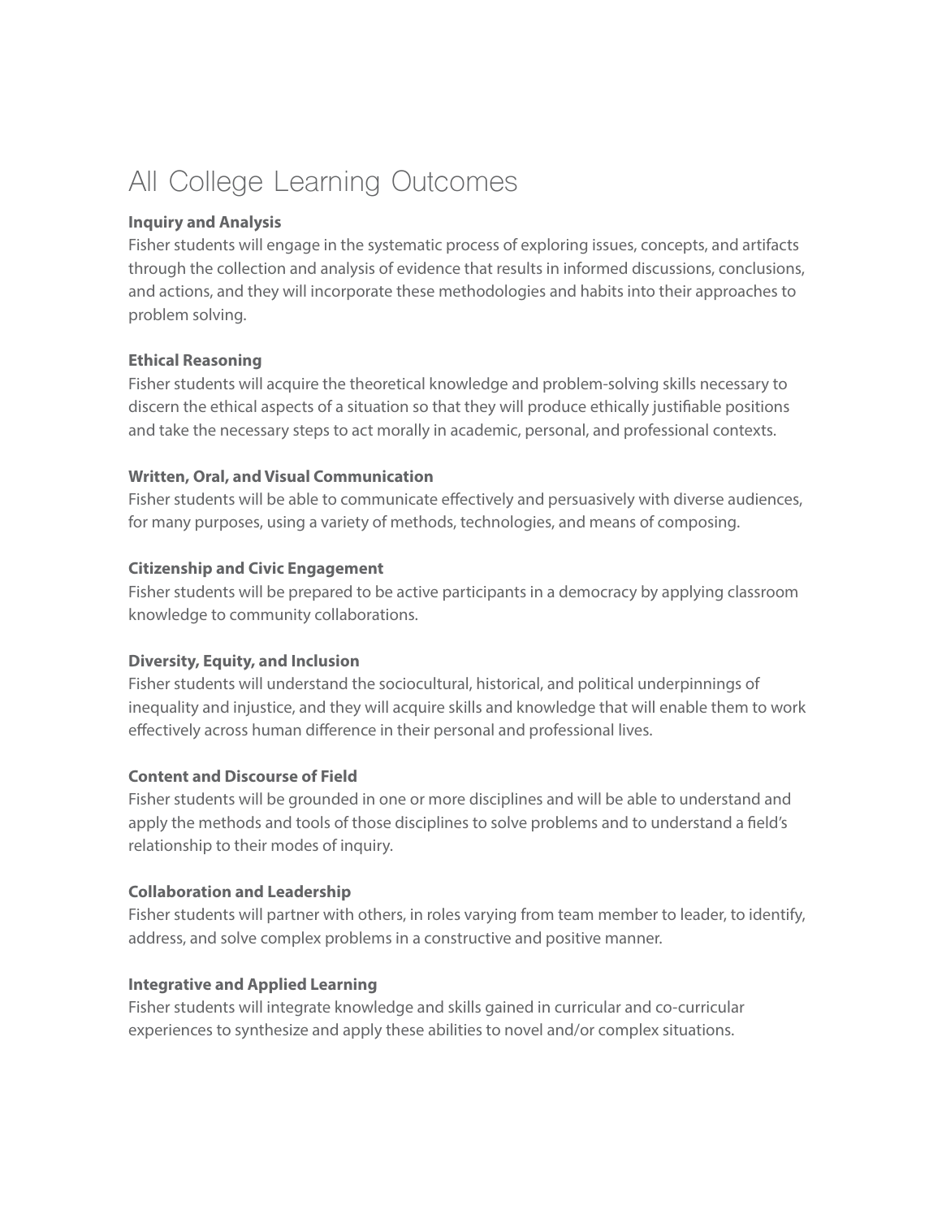# All College Learning Outcomes

**Inquiry and Analysis**
Fisher students will engage in the systematic process of exploring issues, concepts, and artifacts through the collection and analysis of evidence that results in informed discussions, conclusions, and actions, and they will incorporate these methodologies and habits into their approaches to problem solving.

**Ethical Reasoning**
Fisher students will acquire the theoretical knowledge and problem-solving skills necessary to discern the ethical aspects of a situation so that they will produce ethically justifiable positions and take the necessary steps to act morally in academic, personal, and professional contexts.

**Written, Oral, and Visual Communication**
Fisher students will be able to communicate effectively and persuasively with diverse audiences, for many purposes, using a variety of methods, technologies, and means of composing.

**Citizenship and Civic Engagement**
Fisher students will be prepared to be active participants in a democracy by applying classroom knowledge to community collaborations.

**Diversity, Equity, and Inclusion**
Fisher students will understand the sociocultural, historical, and political underpinnings of inequality and injustice, and they will acquire skills and knowledge that will enable them to work effectively across human difference in their personal and professional lives.

**Content and Discourse of Field**
Fisher students will be grounded in one or more disciplines and will be able to understand and apply the methods and tools of those disciplines to solve problems and to understand a field's relationship to their modes of inquiry.

**Collaboration and Leadership**
Fisher students will partner with others, in roles varying from team member to leader, to identify, address, and solve complex problems in a constructive and positive manner.

**Integrative and Applied Learning**
Fisher students will integrate knowledge and skills gained in curricular and co-curricular experiences to synthesize and apply these abilities to novel and/or complex situations.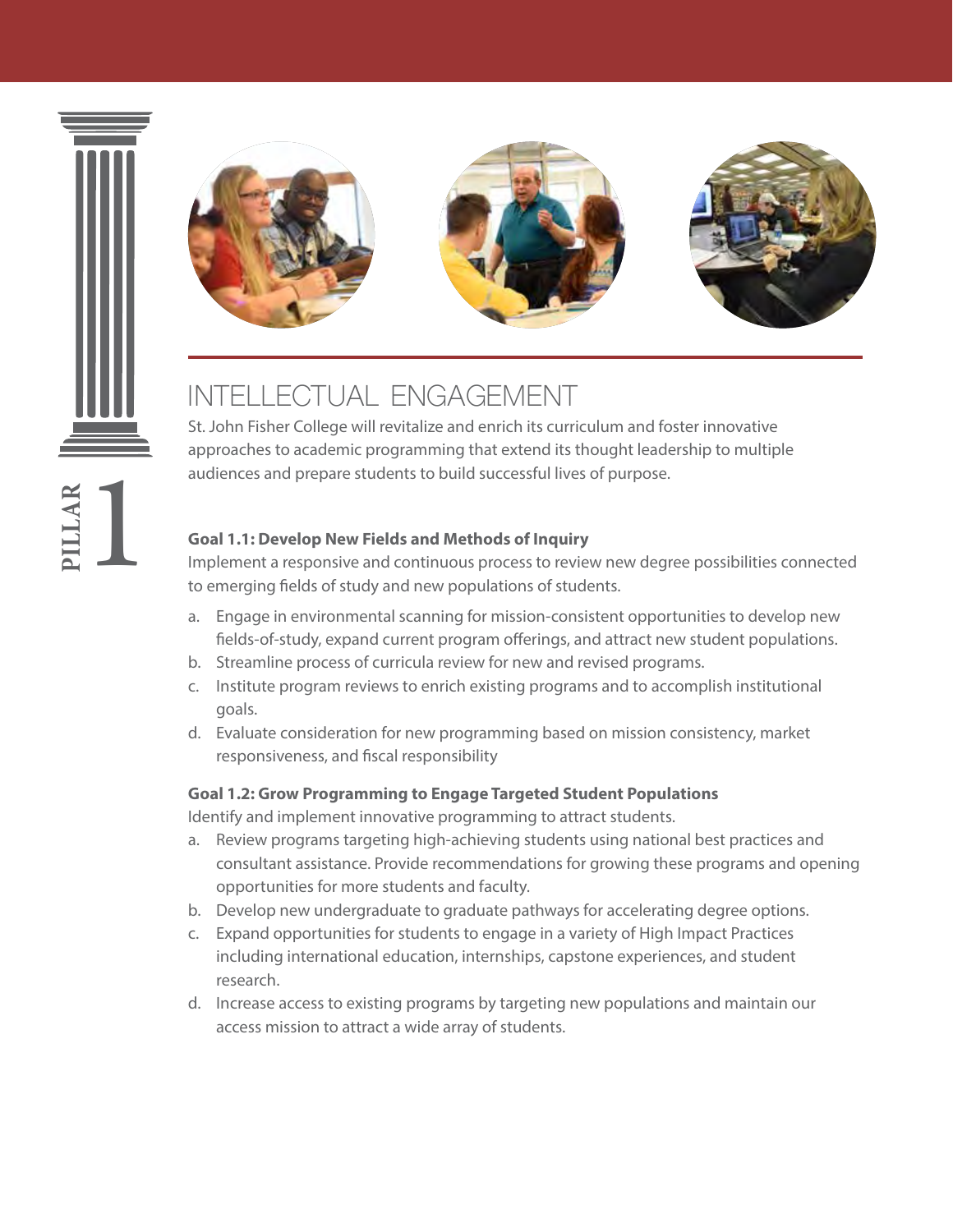# PILLAR 1

## INTELLECTUAL ENGAGEMENT

St. John Fisher College will revitalize and enrich its curriculum and foster innovative approaches to academic programming that extend its thought leadership to multiple audiences and prepare students to build successful lives of purpose.

**Goal 1.1: Develop New Fields and Methods of Inquiry**

Implement a responsive and continuous process to review new degree possibilities connected to emerging fields of study and new populations of students.

a. Engage in environmental scanning for mission-consistent opportunities to develop new fields-of-study, expand current program offerings, and attract new student populations.
b. Streamline process of curricula review for new and revised programs.
c. Institute program reviews to enrich existing programs and to accomplish institutional goals.
d. Evaluate consideration for new programming based on mission consistency, market responsiveness, and fiscal responsibility

**Goal 1.2: Grow Programming to Engage Targeted Student Populations**

Identify and implement innovative programming to attract students.

a. Review programs targeting high-achieving students using national best practices and consultant assistance. Provide recommendations for growing these programs and opening opportunities for more students and faculty.
b. Develop new undergraduate to graduate pathways for accelerating degree options.
c. Expand opportunities for students to engage in a variety of High Impact Practices including international education, internships, capstone experiences, and student research.
d. Increase access to existing programs by targeting new populations and maintain our access mission to attract a wide array of students.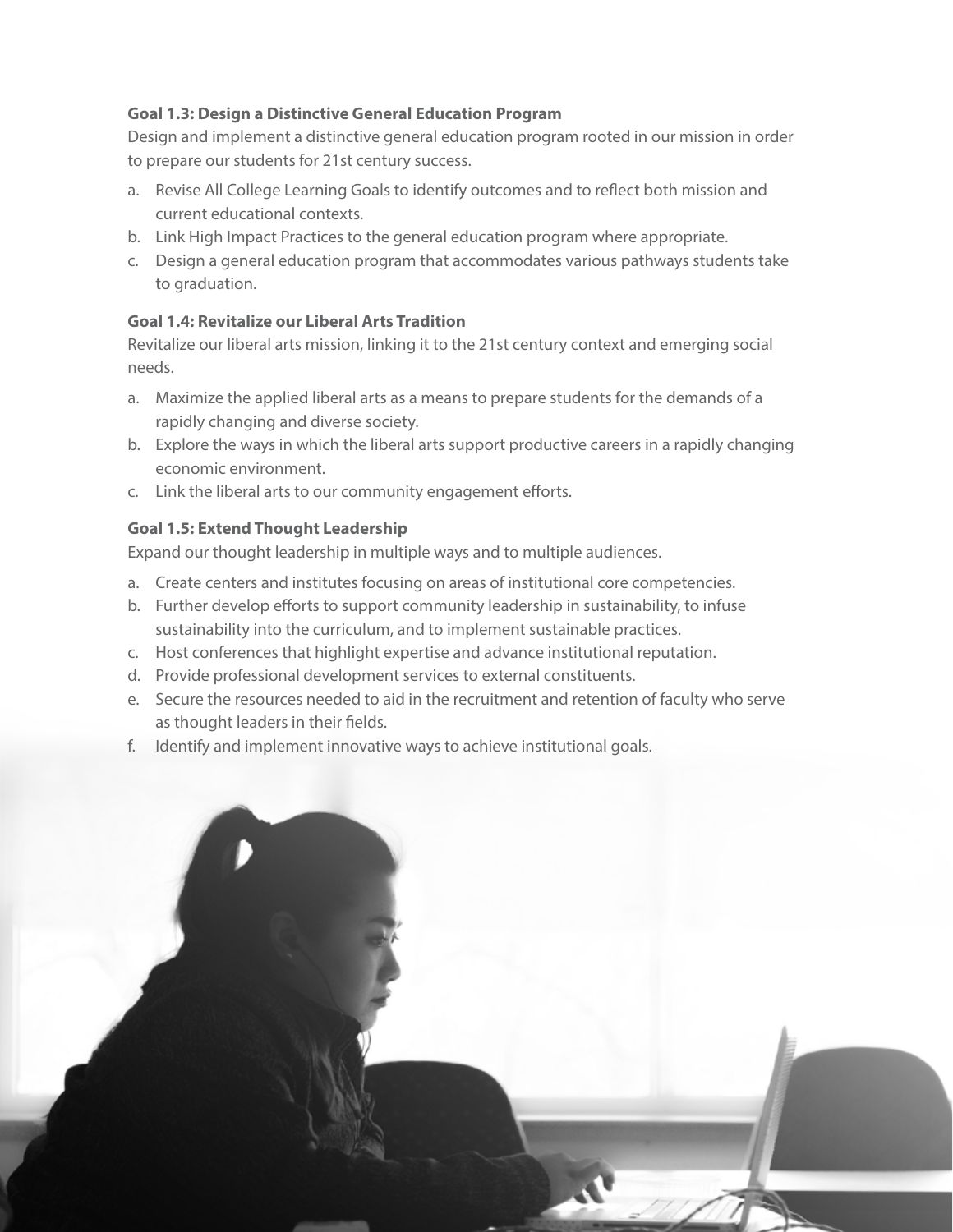**Goal 1.3: Design a Distinctive General Education Program**

Design and implement a distinctive general education program rooted in our mission in order to prepare our students for 21st century success.

a. Revise All College Learning Goals to identify outcomes and to reflect both mission and current educational contexts.
b. Link High Impact Practices to the general education program where appropriate.
c. Design a general education program that accommodates various pathways students take to graduation.

**Goal 1.4: Revitalize our Liberal Arts Tradition**

Revitalize our liberal arts mission, linking it to the 21st century context and emerging social needs.

a. Maximize the applied liberal arts as a means to prepare students for the demands of a rapidly changing and diverse society.
b. Explore the ways in which the liberal arts support productive careers in a rapidly changing economic environment.
c. Link the liberal arts to our community engagement efforts.

**Goal 1.5: Extend Thought Leadership**

Expand our thought leadership in multiple ways and to multiple audiences.

a. Create centers and institutes focusing on areas of institutional core competencies.
b. Further develop efforts to support community leadership in sustainability, to infuse sustainability into the curriculum, and to implement sustainable practices.
c. Host conferences that highlight expertise and advance institutional reputation.
d. Provide professional development services to external constituents.
e. Secure the resources needed to aid in the recruitment and retention of faculty who serve as thought leaders in their fields.
f. Identify and implement innovative ways to achieve institutional goals.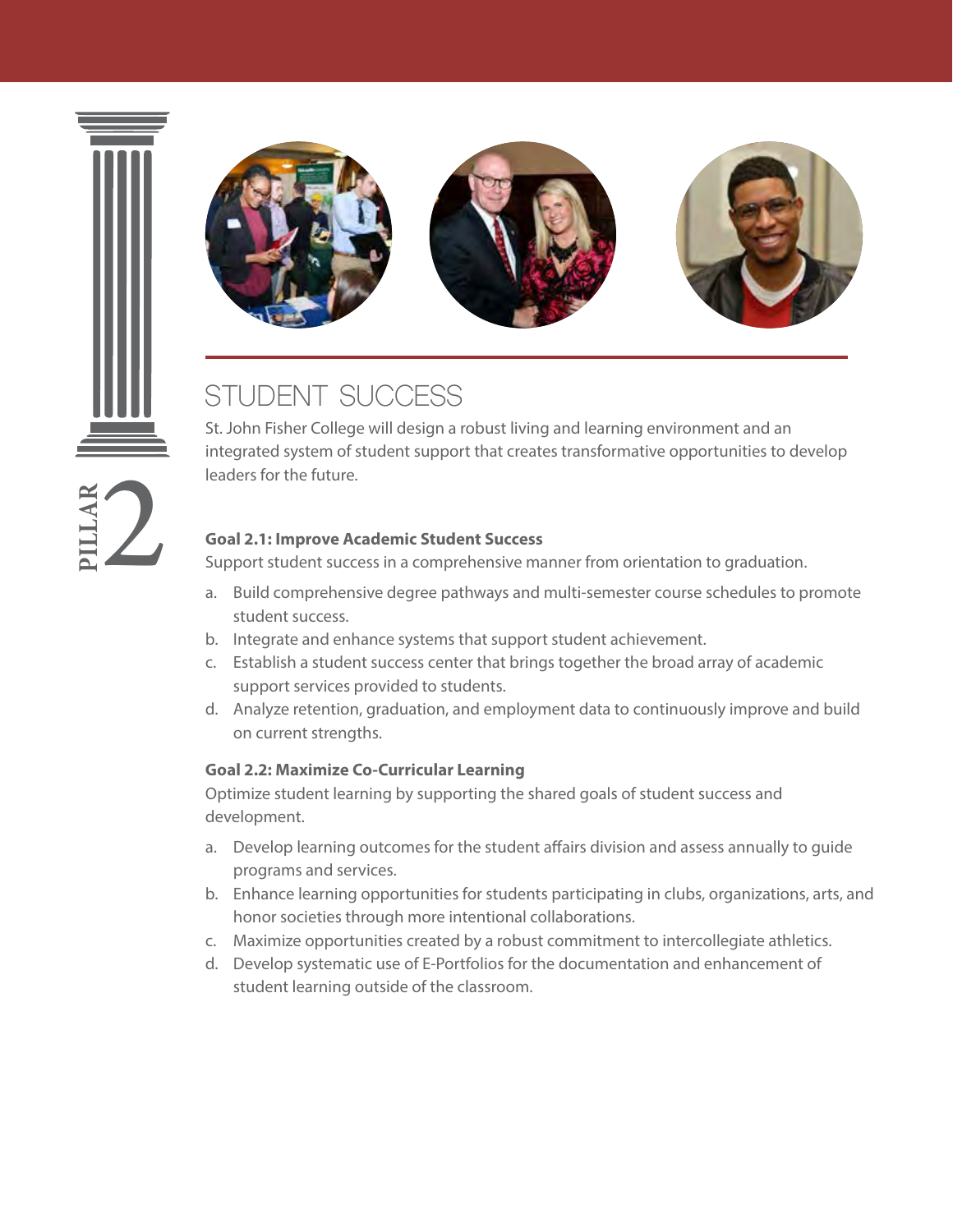PILLAR 2

# STUDENT SUCCESS

St. John Fisher College will design a robust living and learning environment and an integrated system of student support that creates transformative opportunities to develop leaders for the future.

**Goal 2.1: Improve Academic Student Success**

Support student success in a comprehensive manner from orientation to graduation.

a. Build comprehensive degree pathways and multi-semester course schedules to promote student success.
b. Integrate and enhance systems that support student achievement.
c. Establish a student success center that brings together the broad array of academic support services provided to students.
d. Analyze retention, graduation, and employment data to continuously improve and build on current strengths.

**Goal 2.2: Maximize Co-Curricular Learning**

Optimize student learning by supporting the shared goals of student success and development.

a. Develop learning outcomes for the student affairs division and assess annually to guide programs and services.
b. Enhance learning opportunities for students participating in clubs, organizations, arts, and honor societies through more intentional collaborations.
c. Maximize opportunities created by a robust commitment to intercollegiate athletics.
d. Develop systematic use of E-Portfolios for the documentation and enhancement of student learning outside of the classroom.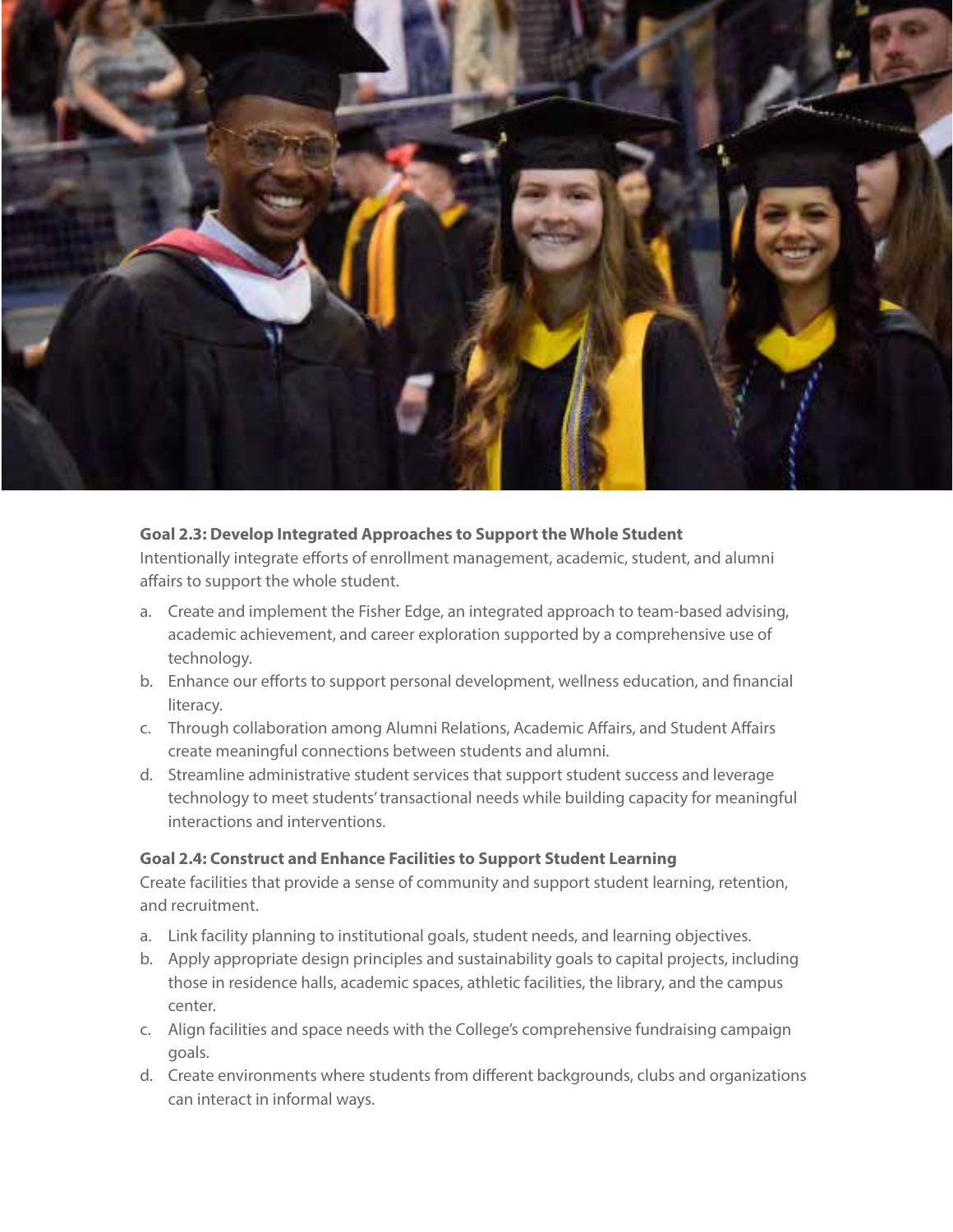**Goal 2.3: Develop Integrated Approaches to Support the Whole Student**

Intentionally integrate efforts of enrollment management, academic, student, and alumni affairs to support the whole student.

a. Create and implement the Fisher Edge, an integrated approach to team-based advising, academic achievement, and career exploration supported by a comprehensive use of technology.
b. Enhance our efforts to support personal development, wellness education, and financial literacy.
c. Through collaboration among Alumni Relations, Academic Affairs, and Student Affairs create meaningful connections between students and alumni.
d. Streamline administrative student services that support student success and leverage technology to meet students' transactional needs while building capacity for meaningful interactions and interventions.

**Goal 2.4: Construct and Enhance Facilities to Support Student Learning**

Create facilities that provide a sense of community and support student learning, retention, and recruitment.

a. Link facility planning to institutional goals, student needs, and learning objectives.
b. Apply appropriate design principles and sustainability goals to capital projects, including those in residence halls, academic spaces, athletic facilities, the library, and the campus center.
c. Align facilities and space needs with the College's comprehensive fundraising campaign goals.
d. Create environments where students from different backgrounds, clubs and organizations can interact in informal ways.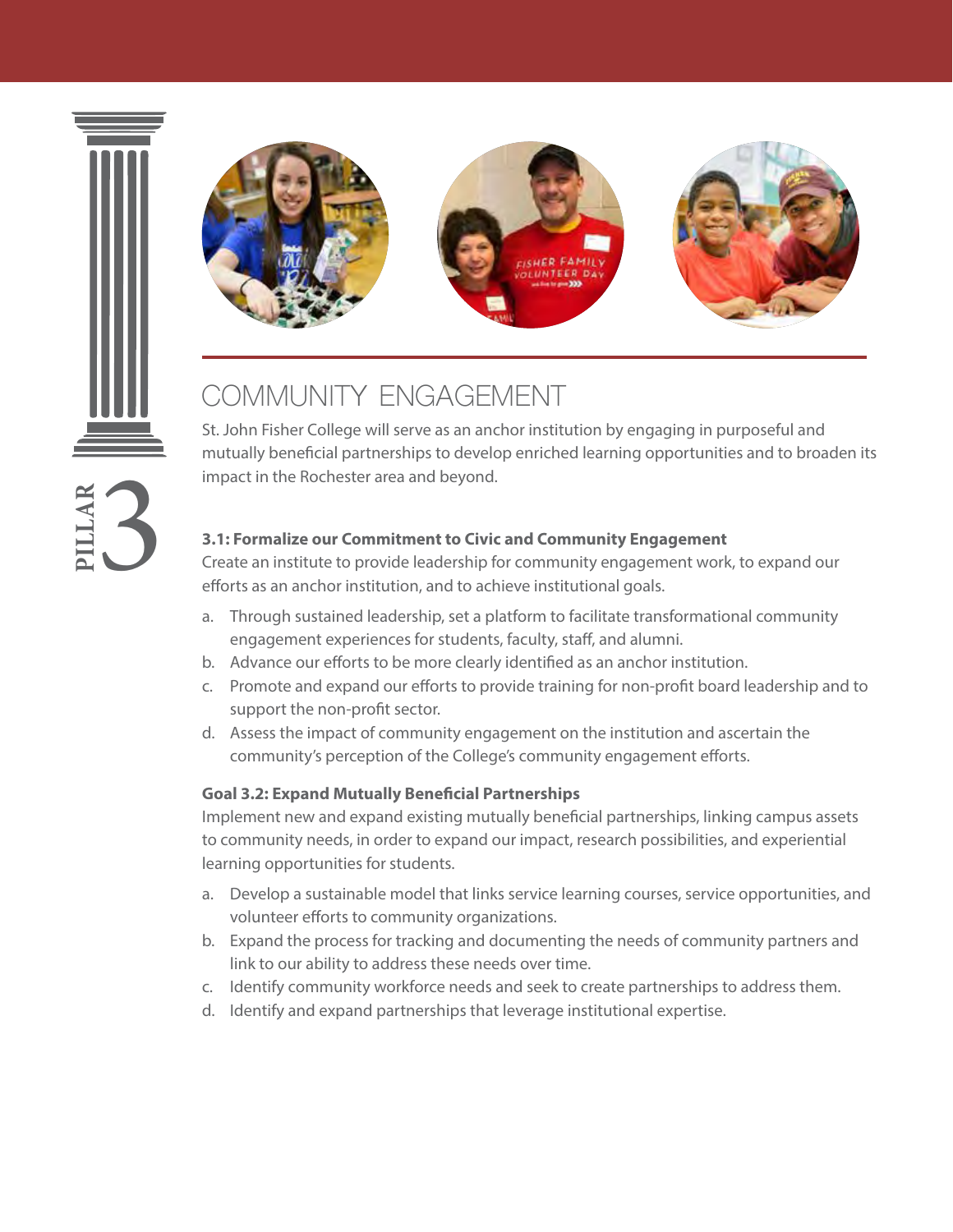PILLAR 3

# COMMUNITY ENGAGEMENT

St. John Fisher College will serve as an anchor institution by engaging in purposeful and mutually beneficial partnerships to develop enriched learning opportunities and to broaden its impact in the Rochester area and beyond.

### 3.1: Formalize our Commitment to Civic and Community Engagement

Create an institute to provide leadership for community engagement work, to expand our efforts as an anchor institution, and to achieve institutional goals.

a. Through sustained leadership, set a platform to facilitate transformational community engagement experiences for students, faculty, staff, and alumni.
b. Advance our efforts to be more clearly identified as an anchor institution.
c. Promote and expand our efforts to provide training for non-profit board leadership and to support the non-profit sector.
d. Assess the impact of community engagement on the institution and ascertain the community's perception of the College's community engagement efforts.

### Goal 3.2: Expand Mutually Beneficial Partnerships

Implement new and expand existing mutually beneficial partnerships, linking campus assets to community needs, in order to expand our impact, research possibilities, and experiential learning opportunities for students.

a. Develop a sustainable model that links service learning courses, service opportunities, and volunteer efforts to community organizations.
b. Expand the process for tracking and documenting the needs of community partners and link to our ability to address these needs over time.
c. Identify community workforce needs and seek to create partnerships to address them.
d. Identify and expand partnerships that leverage institutional expertise.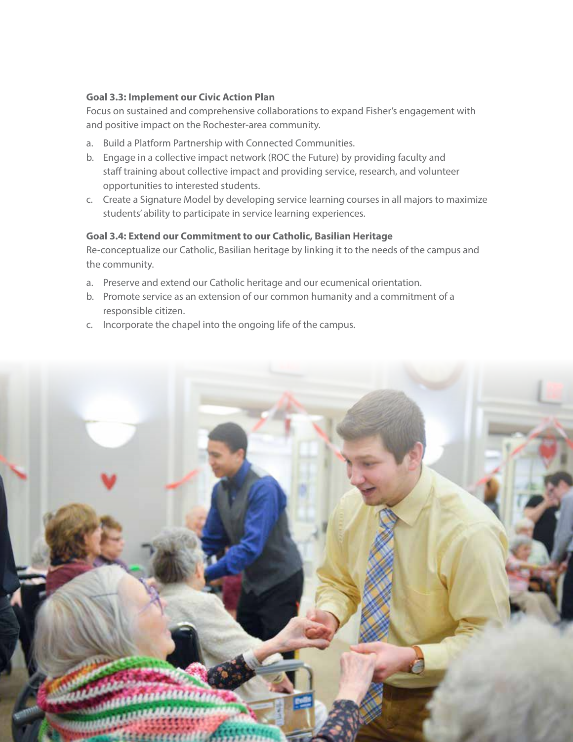**Goal 3.3: Implement our Civic Action Plan**

Focus on sustained and comprehensive collaborations to expand Fisher's engagement with and positive impact on the Rochester-area community.

a. Build a Platform Partnership with Connected Communities.
b. Engage in a collective impact network (ROC the Future) by providing faculty and staff training about collective impact and providing service, research, and volunteer opportunities to interested students.
c. Create a Signature Model by developing service learning courses in all majors to maximize students' ability to participate in service learning experiences.

**Goal 3.4: Extend our Commitment to our Catholic, Basilian Heritage**

Re-conceptualize our Catholic, Basilian heritage by linking it to the needs of the campus and the community.

a. Preserve and extend our Catholic heritage and our ecumenical orientation.
b. Promote service as an extension of our common humanity and a commitment of a responsible citizen.
c. Incorporate the chapel into the ongoing life of the campus.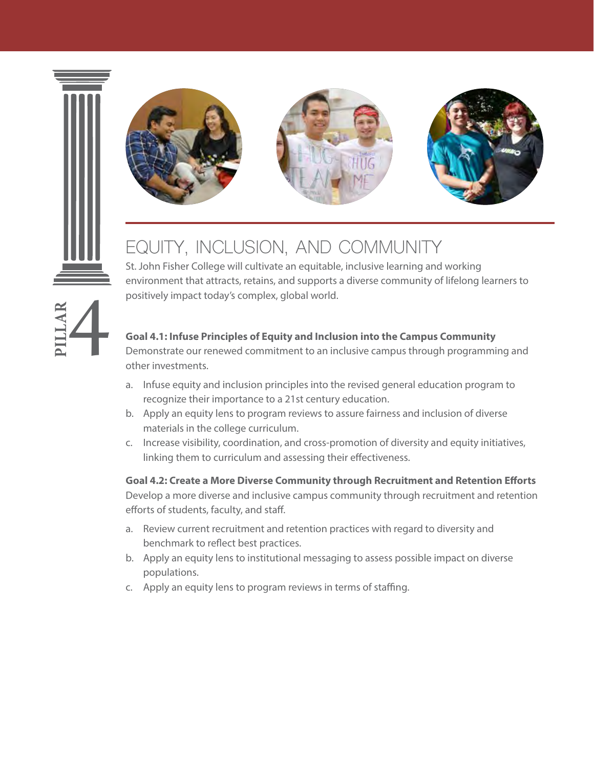# PILLAR 4

## EQUITY, INCLUSION, AND COMMUNITY

St. John Fisher College will cultivate an equitable, inclusive learning and working environment that attracts, retains, and supports a diverse community of lifelong learners to positively impact today's complex, global world.

**Goal 4.1: Infuse Principles of Equity and Inclusion into the Campus Community**
Demonstrate our renewed commitment to an inclusive campus through programming and other investments.

a. Infuse equity and inclusion principles into the revised general education program to recognize their importance to a 21st century education.
b. Apply an equity lens to program reviews to assure fairness and inclusion of diverse materials in the college curriculum.
c. Increase visibility, coordination, and cross-promotion of diversity and equity initiatives, linking them to curriculum and assessing their effectiveness.

**Goal 4.2: Create a More Diverse Community through Recruitment and Retention Efforts**
Develop a more diverse and inclusive campus community through recruitment and retention efforts of students, faculty, and staff.

a. Review current recruitment and retention practices with regard to diversity and benchmark to reflect best practices.
b. Apply an equity lens to institutional messaging to assess possible impact on diverse populations.
c. Apply an equity lens to program reviews in terms of staffing.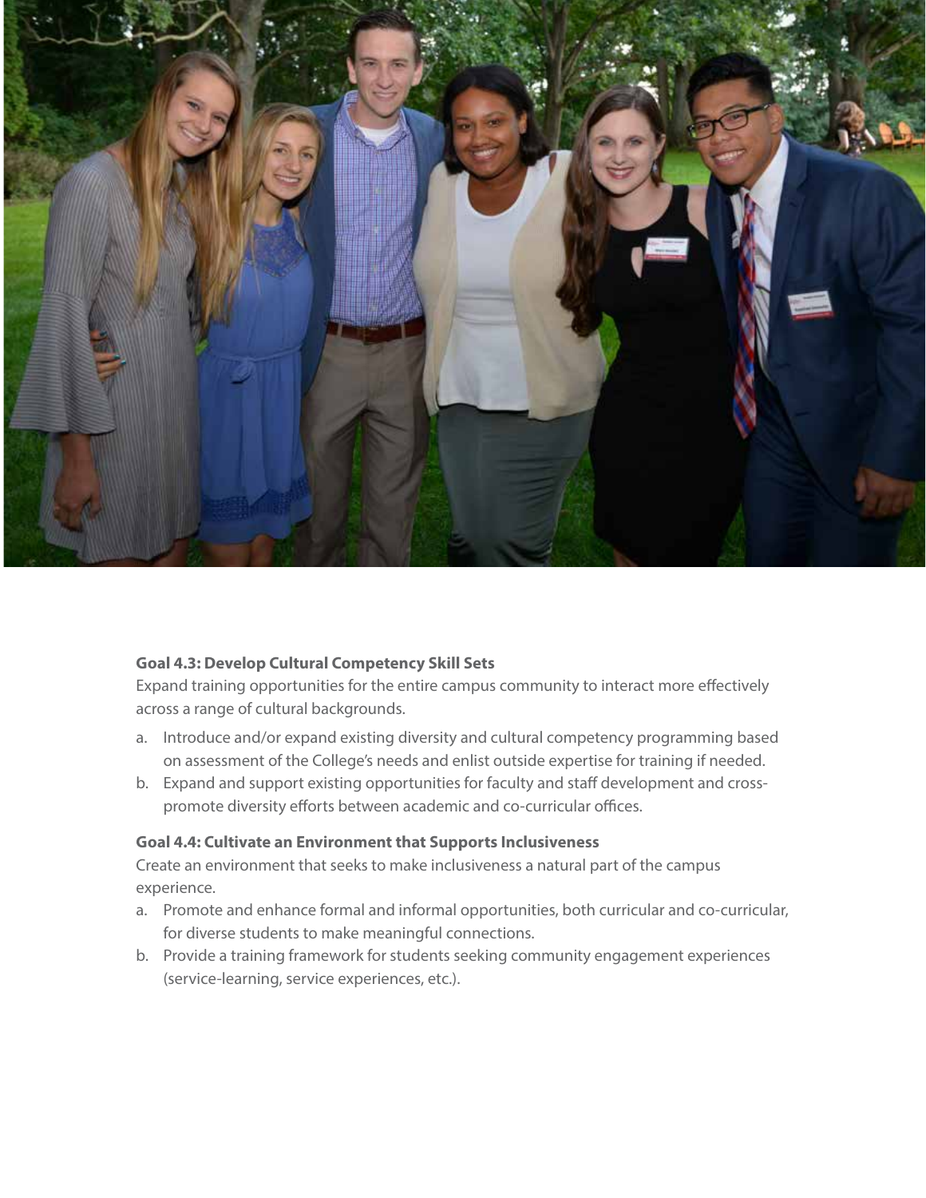**Goal 4.3: Develop Cultural Competency Skill Sets**

Expand training opportunities for the entire campus community to interact more effectively across a range of cultural backgrounds.

a. Introduce and/or expand existing diversity and cultural competency programming based on assessment of the College's needs and enlist outside expertise for training if needed.
b. Expand and support existing opportunities for faculty and staff development and cross-promote diversity efforts between academic and co-curricular offices.

**Goal 4.4: Cultivate an Environment that Supports Inclusiveness**

Create an environment that seeks to make inclusiveness a natural part of the campus experience.

a. Promote and enhance formal and informal opportunities, both curricular and co-curricular, for diverse students to make meaningful connections.
b. Provide a training framework for students seeking community engagement experiences (service-learning, service experiences, etc.).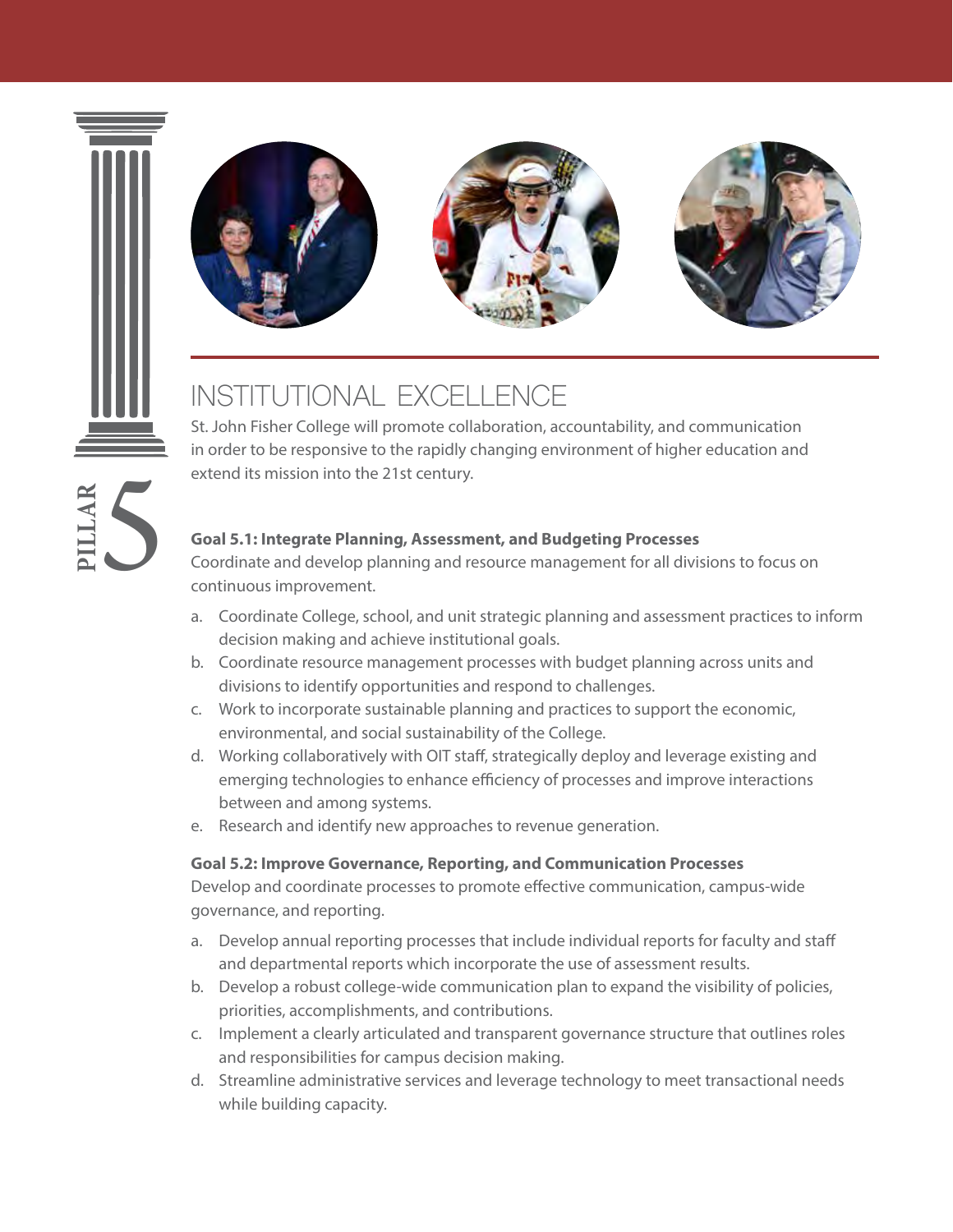PILLAR 5

# INSTITUTIONAL EXCELLENCE

St. John Fisher College will promote collaboration, accountability, and communication in order to be responsive to the rapidly changing environment of higher education and extend its mission into the 21st century.

**Goal 5.1: Integrate Planning, Assessment, and Budgeting Processes**

Coordinate and develop planning and resource management for all divisions to focus on continuous improvement.

a. Coordinate College, school, and unit strategic planning and assessment practices to inform decision making and achieve institutional goals.
b. Coordinate resource management processes with budget planning across units and divisions to identify opportunities and respond to challenges.
c. Work to incorporate sustainable planning and practices to support the economic, environmental, and social sustainability of the College.
d. Working collaboratively with OIT staff, strategically deploy and leverage existing and emerging technologies to enhance efficiency of processes and improve interactions between and among systems.
e. Research and identify new approaches to revenue generation.

**Goal 5.2: Improve Governance, Reporting, and Communication Processes**

Develop and coordinate processes to promote effective communication, campus-wide governance, and reporting.

a. Develop annual reporting processes that include individual reports for faculty and staff and departmental reports which incorporate the use of assessment results.
b. Develop a robust college-wide communication plan to expand the visibility of policies, priorities, accomplishments, and contributions.
c. Implement a clearly articulated and transparent governance structure that outlines roles and responsibilities for campus decision making.
d. Streamline administrative services and leverage technology to meet transactional needs while building capacity.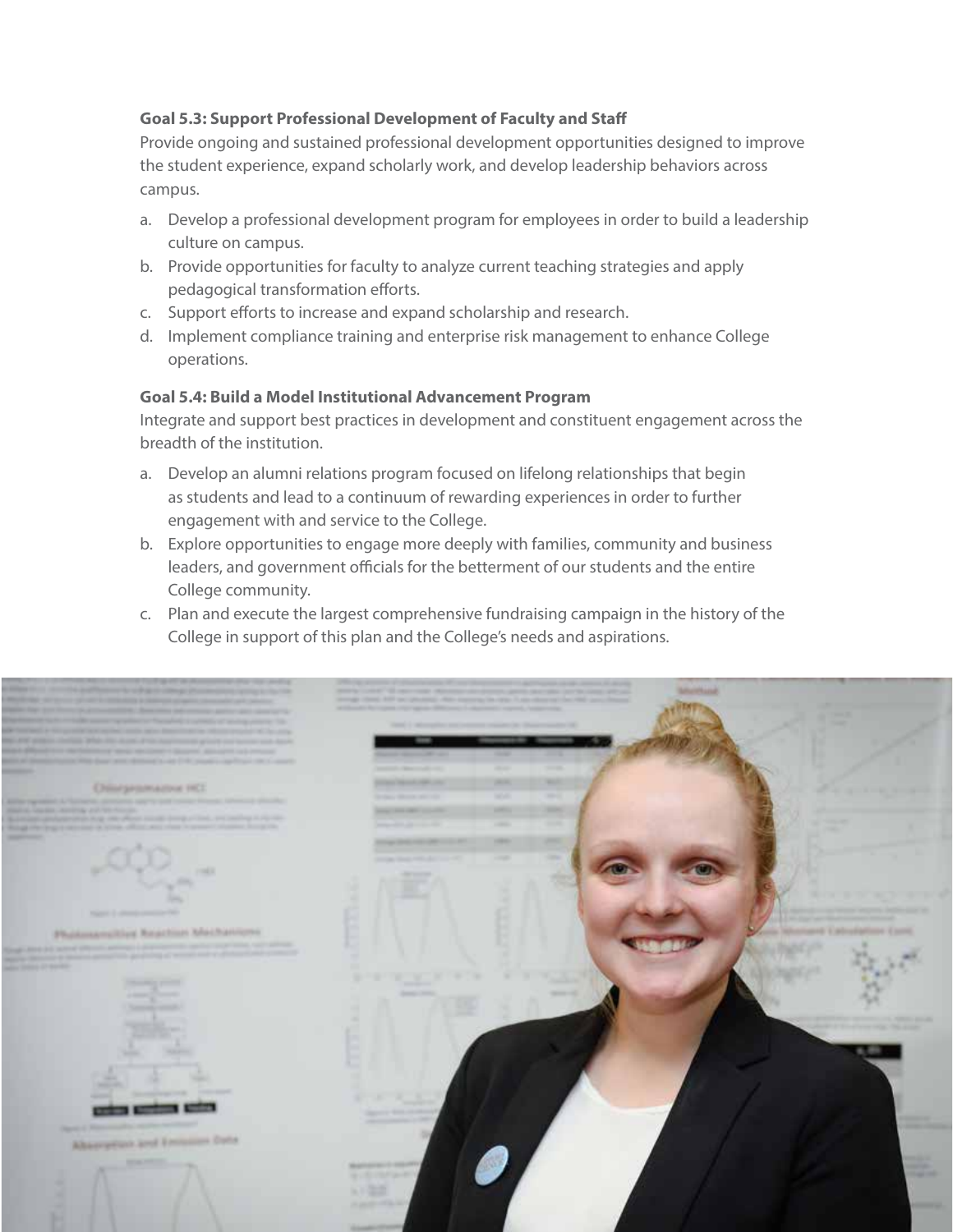**Goal 5.3: Support Professional Development of Faculty and Staff**

Provide ongoing and sustained professional development opportunities designed to improve the student experience, expand scholarly work, and develop leadership behaviors across campus.

a. Develop a professional development program for employees in order to build a leadership culture on campus.
b. Provide opportunities for faculty to analyze current teaching strategies and apply pedagogical transformation efforts.
c. Support efforts to increase and expand scholarship and research.
d. Implement compliance training and enterprise risk management to enhance College operations.

**Goal 5.4: Build a Model Institutional Advancement Program**

Integrate and support best practices in development and constituent engagement across the breadth of the institution.

a. Develop an alumni relations program focused on lifelong relationships that begin as students and lead to a continuum of rewarding experiences in order to further engagement with and service to the College.
b. Explore opportunities to engage more deeply with families, community and business leaders, and government officials for the betterment of our students and the entire College community.
c. Plan and execute the largest comprehensive fundraising campaign in the history of the College in support of this plan and the College's needs and aspirations.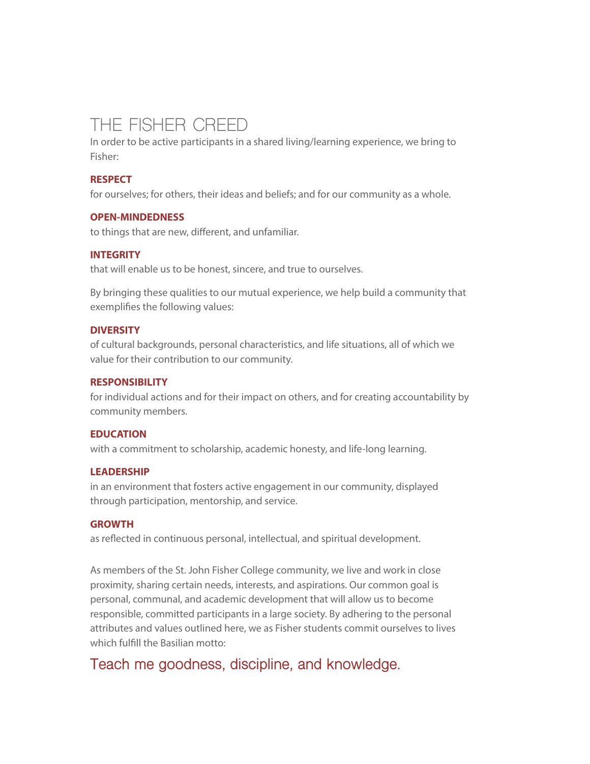# THE FISHER CREED

In order to be active participants in a shared living/learning experience, we bring to Fisher:

**RESPECT**
for ourselves; for others, their ideas and beliefs; and for our community as a whole.

**OPEN-MINDEDNESS**
to things that are new, different, and unfamiliar.

**INTEGRITY**
that will enable us to be honest, sincere, and true to ourselves.

By bringing these qualities to our mutual experience, we help build a community that exemplifies the following values:

**DIVERSITY**
of cultural backgrounds, personal characteristics, and life situations, all of which we value for their contribution to our community.

**RESPONSIBILITY**
for individual actions and for their impact on others, and for creating accountability by community members.

**EDUCATION**
with a commitment to scholarship, academic honesty, and life-long learning.

**LEADERSHIP**
in an environment that fosters active engagement in our community, displayed through participation, mentorship, and service.

**GROWTH**
as reflected in continuous personal, intellectual, and spiritual development.

As members of the St. John Fisher College community, we live and work in close proximity, sharing certain needs, interests, and aspirations. Our common goal is personal, communal, and academic development that will allow us to become responsible, committed participants in a large society. By adhering to the personal attributes and values outlined here, we as Fisher students commit ourselves to lives which fulfill the Basilian motto:

Teach me goodness, discipline, and knowledge.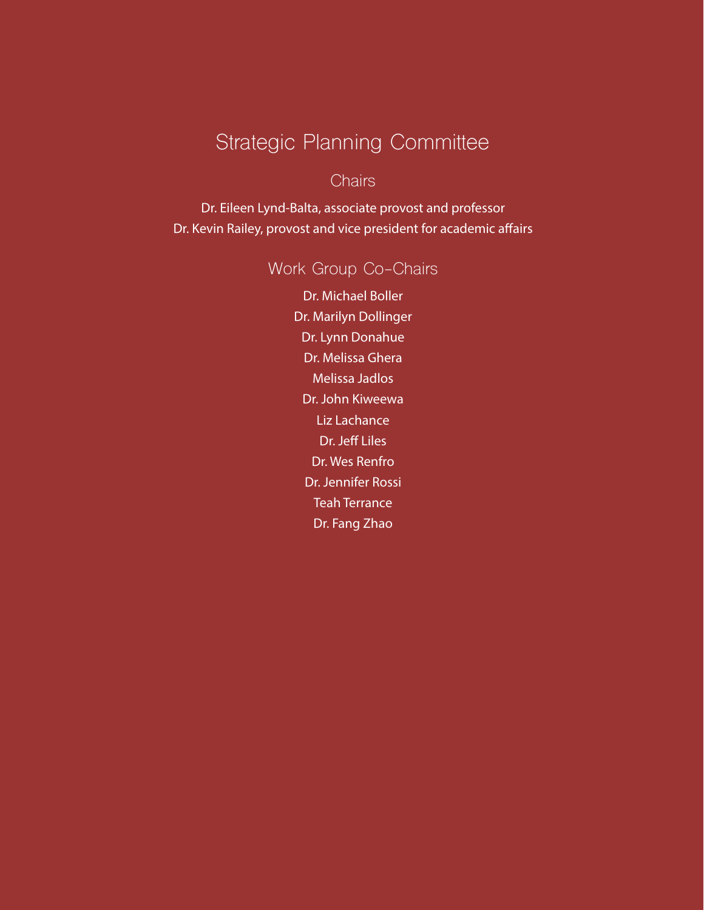# Strategic Planning Committee

## Chairs

Dr. Eileen Lynd-Balta, associate provost and professor
Dr. Kevin Railey, provost and vice president for academic affairs

## Work Group Co-Chairs

Dr. Michael Boller
Dr. Marilyn Dollinger
Dr. Lynn Donahue
Dr. Melissa Ghera
Melissa Jadlos
Dr. John Kiweewa
Liz Lachance
Dr. Jeff Liles
Dr. Wes Renfro
Dr. Jennifer Rossi
Teah Terrance
Dr. Fang Zhao